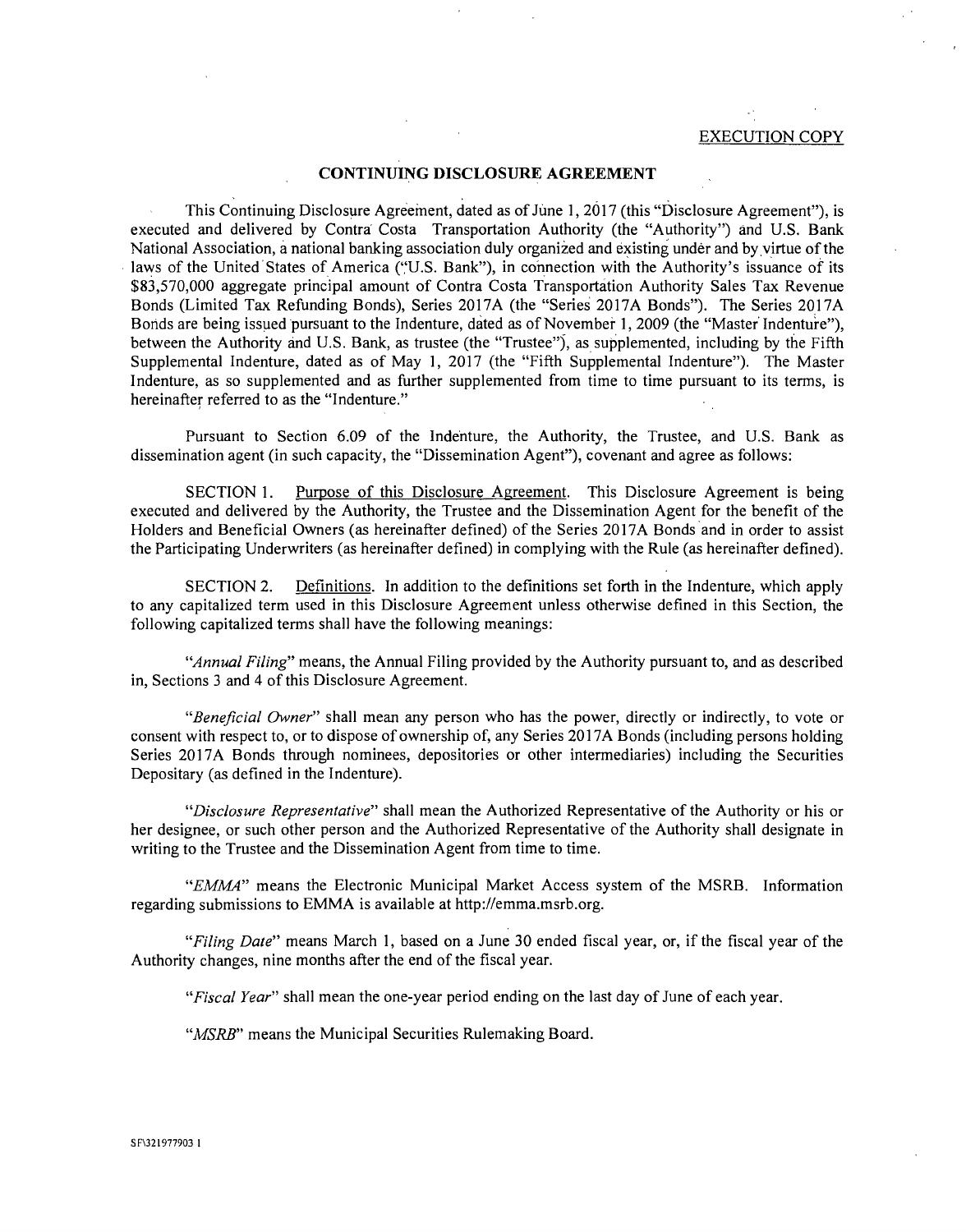EXECUTION COPY

## CONTINUING DISCLOSURE AGREEMENT

This Continuing Disclosure Agreement, dated as of June 1, 2017 (this "Disclosure Agreement"), is executed and delivered by Contra Costa Transportation Authority (the "Authority") and U.S. Bank National Association, a national banking association duly organized and existing under and by virtue of the laws of the United States of America ("U.S. Bank"), in connection with the Authority's issuance of its $83,570,000 aggregate principal amount of Contra Costa Transportation Authority Sales Tax Revenue Bonds (Limited Tax Refunding Bonds), Series 2017A (the "Series 2017A Bonds"). The Series 2017A Bonds are being issued pursuant to the Indenture, dated as of November 1, 2009 (the "Master Indenture"), between the Authority and U.S. Bank, as trustee (the "Trustee"), as supplemented, including by the Fifth Supplemental Indenture, dated as of May 1, 2017 (the "Fifth Supplemental Indenture"). The Master Indenture, as so supplemented and as further supplemented from time to time pursuant to its terms, is hereinafter referred to as the "Indenture."

Pursuant to Section 6.09 of the Indenture, the Authority, the Trustee, and U.S. Bank as dissemination agent (in such capacity, the "Dissemination Agent"), covenant and agree as follows:

SECTION 1. Purpose of this Disclosure Agreement. This Disclosure Agreement is being executed and delivered by the Authority, the Trustee and the Dissemination Agent for the benefit of the Holders and Beneficial Owners (as hereinafter defined) of the Series 2017A Bonds and in order to assist the Participating Underwriters (as hereinafter defined) in complying with the Rule (as hereinafter defined).

SECTION 2. Definitions. In addition to the definitions set forth in the Indenture, which apply to any capitalized term used in this Disclosure Agreement unless otherwise defined in this Section, the following capitalized terms shall have the following meanings:

*"Annual Filing"* means, the Annual Filing provided by the Authority pursuant to, and as described in, Sections 3 and 4 of this Disclosure Agreement.

*"Beneficial Owner"* shall mean any person who has the power, directly or indirectly, to vote or consent with respect to, or to dispose of ownership of, any Series 2017A Bonds (including persons holding Series 2017A Bonds through nominees, depositories or other intermediaries) including the Securities Depositary (as defined in the Indenture).

*"Disclosure Representative"* shall mean the Authorized Representative of the Authority or his or her designee, or such other person and the Authorized Representative of the Authority shall designate in writing to the Trustee and the Dissemination Agent from time to time.

*"EMMA"* means the Electronic Municipal Market Access system of the MSRB. Information regarding submissions to EMMA is available at http://emma.msrb.org.

*"Filing Date"* means March 1, based on a June 30 ended fiscal year, or, if the fiscal year of the Authority changes, nine months after the end of the fiscal year.

*"Fiscal Year"* shall mean the one-year period ending on the last day of June of each year.

*"MSRB"* means the Municipal Securities Rulemaking Board.

SF\321977903 1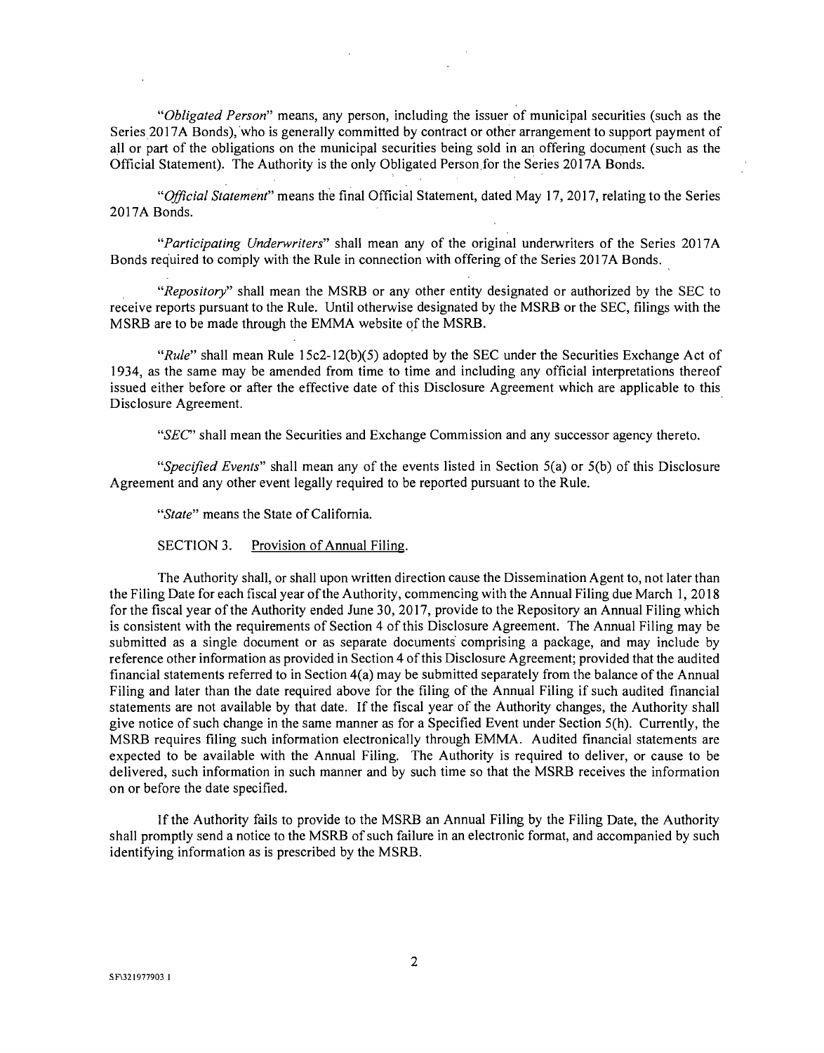"*Obligated Person*" means, any person, including the issuer of municipal securities (such as the Series 2017A Bonds), who is generally committed by contract or other arrangement to support payment of all or part of the obligations on the municipal securities being sold in an offering document (such as the Official Statement). The Authority is the only Obligated Person for the Series 2017A Bonds.

"*Official Statement*" means the final Official Statement, dated May 17, 2017, relating to the Series 2017A Bonds.

"*Participating Underwriters*" shall mean any of the original underwriters of the Series 2017A Bonds required to comply with the Rule in connection with offering of the Series 2017A Bonds.

"*Repository*" shall mean the MSRB or any other entity designated or authorized by the SEC to receive reports pursuant to the Rule. Until otherwise designated by the MSRB or the SEC, filings with the MSRB are to be made through the EMMA website of the MSRB.

"*Rule*" shall mean Rule 15c2-12(b)(5) adopted by the SEC under the Securities Exchange Act of 1934, as the same may be amended from time to time and including any official interpretations thereof issued either before or after the effective date of this Disclosure Agreement which are applicable to this Disclosure Agreement.

"*SEC*" shall mean the Securities and Exchange Commission and any successor agency thereto.

"*Specified Events*" shall mean any of the events listed in Section 5(a) or 5(b) of this Disclosure Agreement and any other event legally required to be reported pursuant to the Rule.

"*State*" means the State of California.

SECTION 3. Provision of Annual Filing.

The Authority shall, or shall upon written direction cause the Dissemination Agent to, not later than the Filing Date for each fiscal year of the Authority, commencing with the Annual Filing due March 1, 2018 for the fiscal year of the Authority ended June 30, 2017, provide to the Repository an Annual Filing which is consistent with the requirements of Section 4 of this Disclosure Agreement. The Annual Filing may be submitted as a single document or as separate documents comprising a package, and may include by reference other information as provided in Section 4 of this Disclosure Agreement; provided that the audited financial statements referred to in Section 4(a) may be submitted separately from the balance of the Annual Filing and later than the date required above for the filing of the Annual Filing if such audited financial statements are not available by that date. If the fiscal year of the Authority changes, the Authority shall give notice of such change in the same manner as for a Specified Event under Section 5(h). Currently, the MSRB requires filing such information electronically through EMMA. Audited financial statements are expected to be available with the Annual Filing. The Authority is required to deliver, or cause to be delivered, such information in such manner and by such time so that the MSRB receives the information on or before the date specified.

If the Authority fails to provide to the MSRB an Annual Filing by the Filing Date, the Authority shall promptly send a notice to the MSRB of such failure in an electronic format, and accompanied by such identifying information as is prescribed by the MSRB.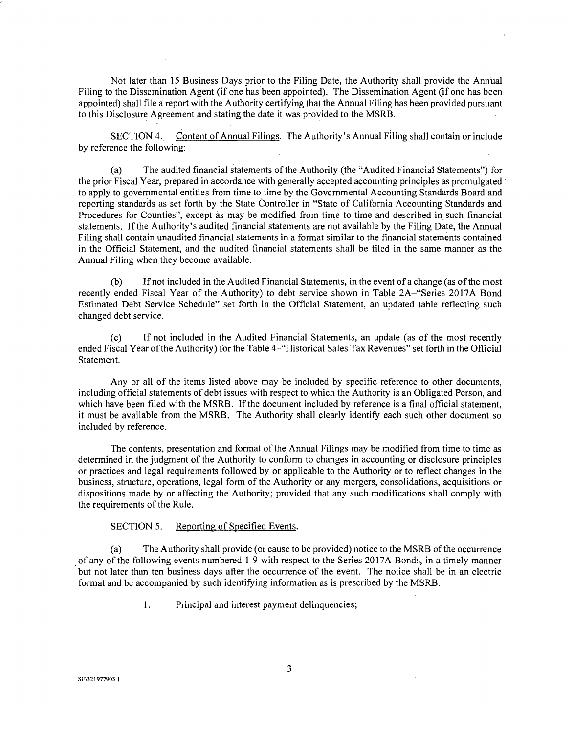Not later than 15 Business Days prior to the Filing Date, the Authority shall provide the Annual Filing to the Dissemination Agent (if one has been appointed). The Dissemination Agent (if one has been appointed) shall file a report with the Authority certifying that the Annual Filing has been provided pursuant to this Disclosure Agreement and stating the date it was provided to the MSRB.

SECTION 4. <u>Content of Annual Filings</u>. The Authority's Annual Filing shall contain or include by reference the following:

(a) The audited financial statements of the Authority (the "Audited Financial Statements") for the prior Fiscal Year, prepared in accordance with generally accepted accounting principles as promulgated to apply to governmental entities from time to time by the Governmental Accounting Standards Board and reporting standards as set forth by the State Controller in "State of California Accounting Standards and Procedures for Counties", except as may be modified from time to time and described in such financial statements. If the Authority's audited financial statements are not available by the Filing Date, the Annual Filing shall contain unaudited financial statements in a format similar to the financial statements contained in the Official Statement, and the audited financial statements shall be filed in the same manner as the Annual Filing when they become available.

(b) If not included in the Audited Financial Statements, in the event of a change (as of the most recently ended Fiscal Year of the Authority) to debt service shown in Table 2A–"Series 2017A Bond Estimated Debt Service Schedule" set forth in the Official Statement, an updated table reflecting such changed debt service.

(c) If not included in the Audited Financial Statements, an update (as of the most recently ended Fiscal Year of the Authority) for the Table 4–"Historical Sales Tax Revenues" set forth in the Official Statement.

Any or all of the items listed above may be included by specific reference to other documents, including official statements of debt issues with respect to which the Authority is an Obligated Person, and which have been filed with the MSRB. If the document included by reference is a final official statement, it must be available from the MSRB. The Authority shall clearly identify each such other document so included by reference.

The contents, presentation and format of the Annual Filings may be modified from time to time as determined in the judgment of the Authority to conform to changes in accounting or disclosure principles or practices and legal requirements followed by or applicable to the Authority or to reflect changes in the business, structure, operations, legal form of the Authority or any mergers, consolidations, acquisitions or dispositions made by or affecting the Authority; provided that any such modifications shall comply with the requirements of the Rule.

SECTION 5. <u>Reporting of Specified Events</u>.

(a) The Authority shall provide (or cause to be provided) notice to the MSRB of the occurrence of any of the following events numbered 1-9 with respect to the Series 2017A Bonds, in a timely manner but not later than ten business days after the occurrence of the event. The notice shall be in an electric format and be accompanied by such identifying information as is prescribed by the MSRB.

1. Principal and interest payment delinquencies;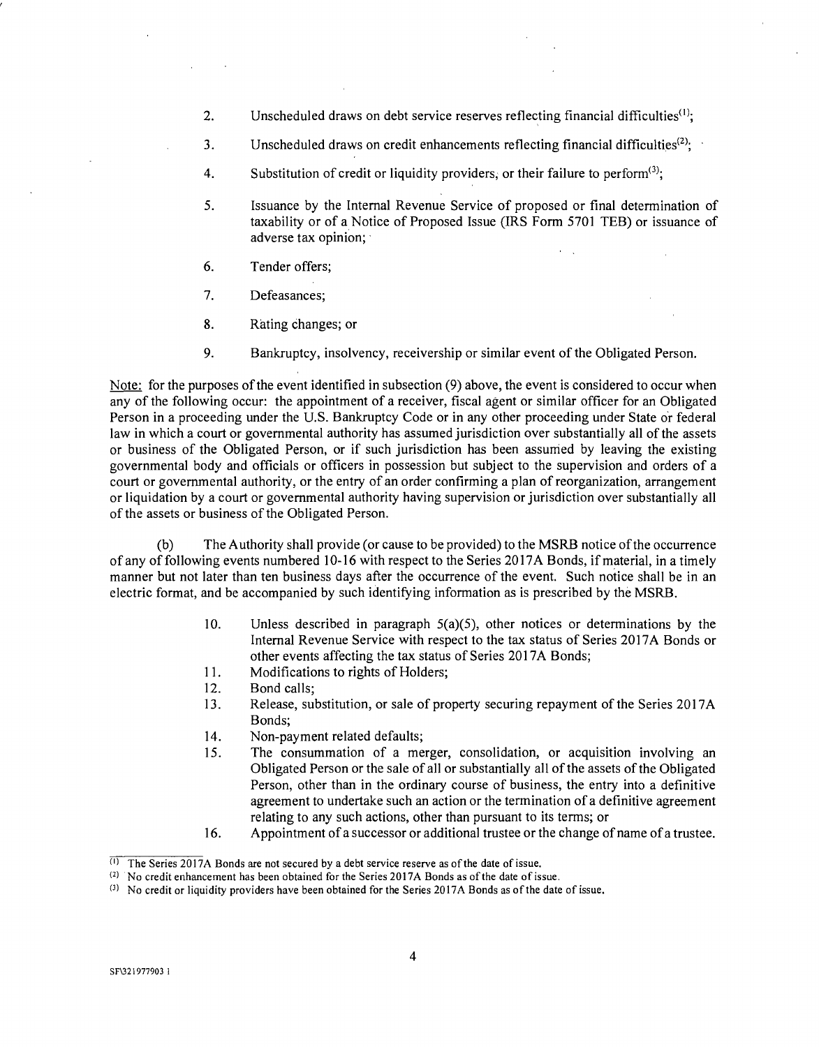2. Unscheduled draws on debt service reserves reflecting financial difficulties[1];

3. Unscheduled draws on credit enhancements reflecting financial difficulties[2];

4. Substitution of credit or liquidity providers, or their failure to perform[3];

5. Issuance by the Internal Revenue Service of proposed or final determination of taxability or of a Notice of Proposed Issue (IRS Form 5701 TEB) or issuance of adverse tax opinion;

6. Tender offers;

7. Defeasances;

8. Rating changes; or

9. Bankruptcy, insolvency, receivership or similar event of the Obligated Person.

Note: for the purposes of the event identified in subsection (9) above, the event is considered to occur when any of the following occur: the appointment of a receiver, fiscal agent or similar officer for an Obligated Person in a proceeding under the U.S. Bankruptcy Code or in any other proceeding under State or federal law in which a court or governmental authority has assumed jurisdiction over substantially all of the assets or business of the Obligated Person, or if such jurisdiction has been assumed by leaving the existing governmental body and officials or officers in possession but subject to the supervision and orders of a court or governmental authority, or the entry of an order confirming a plan of reorganization, arrangement or liquidation by a court or governmental authority having supervision or jurisdiction over substantially all of the assets or business of the Obligated Person.

(b) The Authority shall provide (or cause to be provided) to the MSRB notice of the occurrence of any of following events numbered 10-16 with respect to the Series 2017A Bonds, if material, in a timely manner but not later than ten business days after the occurrence of the event. Such notice shall be in an electric format, and be accompanied by such identifying information as is prescribed by the MSRB.

10. Unless described in paragraph 5(a)(5), other notices or determinations by the Internal Revenue Service with respect to the tax status of Series 2017A Bonds or other events affecting the tax status of Series 2017A Bonds;
11. Modifications to rights of Holders;
12. Bond calls;
13. Release, substitution, or sale of property securing repayment of the Series 2017A Bonds;
14. Non-payment related defaults;
15. The consummation of a merger, consolidation, or acquisition involving an Obligated Person or the sale of all or substantially all of the assets of the Obligated Person, other than in the ordinary course of business, the entry into a definitive agreement to undertake such an action or the termination of a definitive agreement relating to any such actions, other than pursuant to its terms; or
16. Appointment of a successor or additional trustee or the change of name of a trustee.

---

[1] The Series 2017A Bonds are not secured by a debt service reserve as of the date of issue.

[2] No credit enhancement has been obtained for the Series 2017A Bonds as of the date of issue.

[3] No credit or liquidity providers have been obtained for the Series 2017A Bonds as of the date of issue.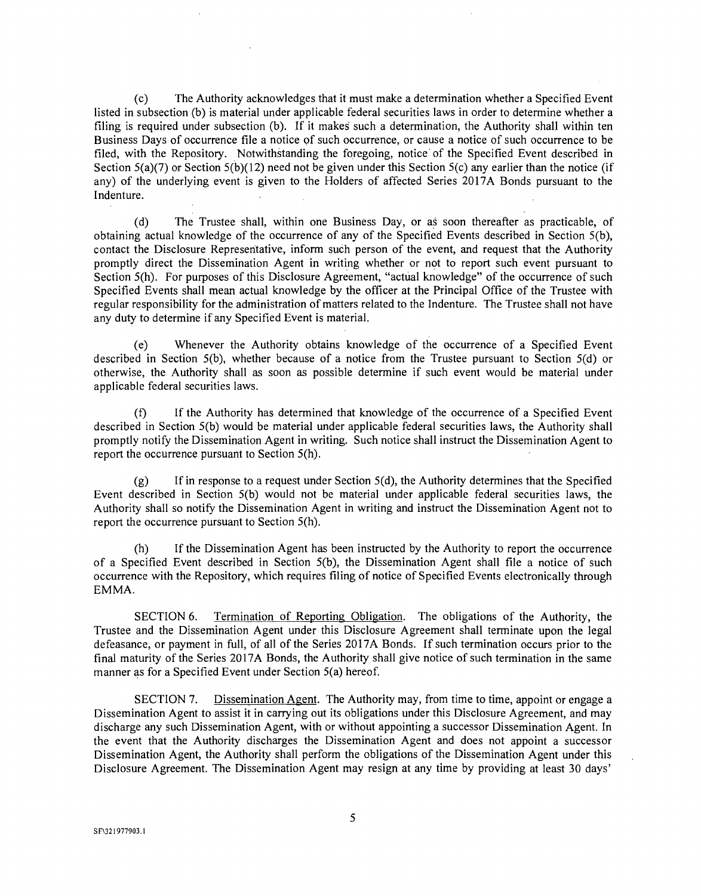(c) The Authority acknowledges that it must make a determination whether a Specified Event listed in subsection (b) is material under applicable federal securities laws in order to determine whether a filing is required under subsection (b). If it makes such a determination, the Authority shall within ten Business Days of occurrence file a notice of such occurrence, or cause a notice of such occurrence to be filed, with the Repository. Notwithstanding the foregoing, notice of the Specified Event described in Section 5(a)(7) or Section 5(b)(12) need not be given under this Section 5(c) any earlier than the notice (if any) of the underlying event is given to the Holders of affected Series 2017A Bonds pursuant to the Indenture.

(d) The Trustee shall, within one Business Day, or as soon thereafter as practicable, of obtaining actual knowledge of the occurrence of any of the Specified Events described in Section 5(b), contact the Disclosure Representative, inform such person of the event, and request that the Authority promptly direct the Dissemination Agent in writing whether or not to report such event pursuant to Section 5(h). For purposes of this Disclosure Agreement, "actual knowledge" of the occurrence of such Specified Events shall mean actual knowledge by the officer at the Principal Office of the Trustee with regular responsibility for the administration of matters related to the Indenture. The Trustee shall not have any duty to determine if any Specified Event is material.

(e) Whenever the Authority obtains knowledge of the occurrence of a Specified Event described in Section 5(b), whether because of a notice from the Trustee pursuant to Section 5(d) or otherwise, the Authority shall as soon as possible determine if such event would be material under applicable federal securities laws.

(f) If the Authority has determined that knowledge of the occurrence of a Specified Event described in Section 5(b) would be material under applicable federal securities laws, the Authority shall promptly notify the Dissemination Agent in writing. Such notice shall instruct the Dissemination Agent to report the occurrence pursuant to Section 5(h).

(g) If in response to a request under Section 5(d), the Authority determines that the Specified Event described in Section 5(b) would not be material under applicable federal securities laws, the Authority shall so notify the Dissemination Agent in writing and instruct the Dissemination Agent not to report the occurrence pursuant to Section 5(h).

(h) If the Dissemination Agent has been instructed by the Authority to report the occurrence of a Specified Event described in Section 5(b), the Dissemination Agent shall file a notice of such occurrence with the Repository, which requires filing of notice of Specified Events electronically through EMMA.

SECTION 6. Termination of Reporting Obligation. The obligations of the Authority, the Trustee and the Dissemination Agent under this Disclosure Agreement shall terminate upon the legal defeasance, or payment in full, of all of the Series 2017A Bonds. If such termination occurs prior to the final maturity of the Series 2017A Bonds, the Authority shall give notice of such termination in the same manner as for a Specified Event under Section 5(a) hereof.

SECTION 7. Dissemination Agent. The Authority may, from time to time, appoint or engage a Dissemination Agent to assist it in carrying out its obligations under this Disclosure Agreement, and may discharge any such Dissemination Agent, with or without appointing a successor Dissemination Agent. In the event that the Authority discharges the Dissemination Agent and does not appoint a successor Dissemination Agent, the Authority shall perform the obligations of the Dissemination Agent under this Disclosure Agreement. The Dissemination Agent may resign at any time by providing at least 30 days'

SF\321977903.1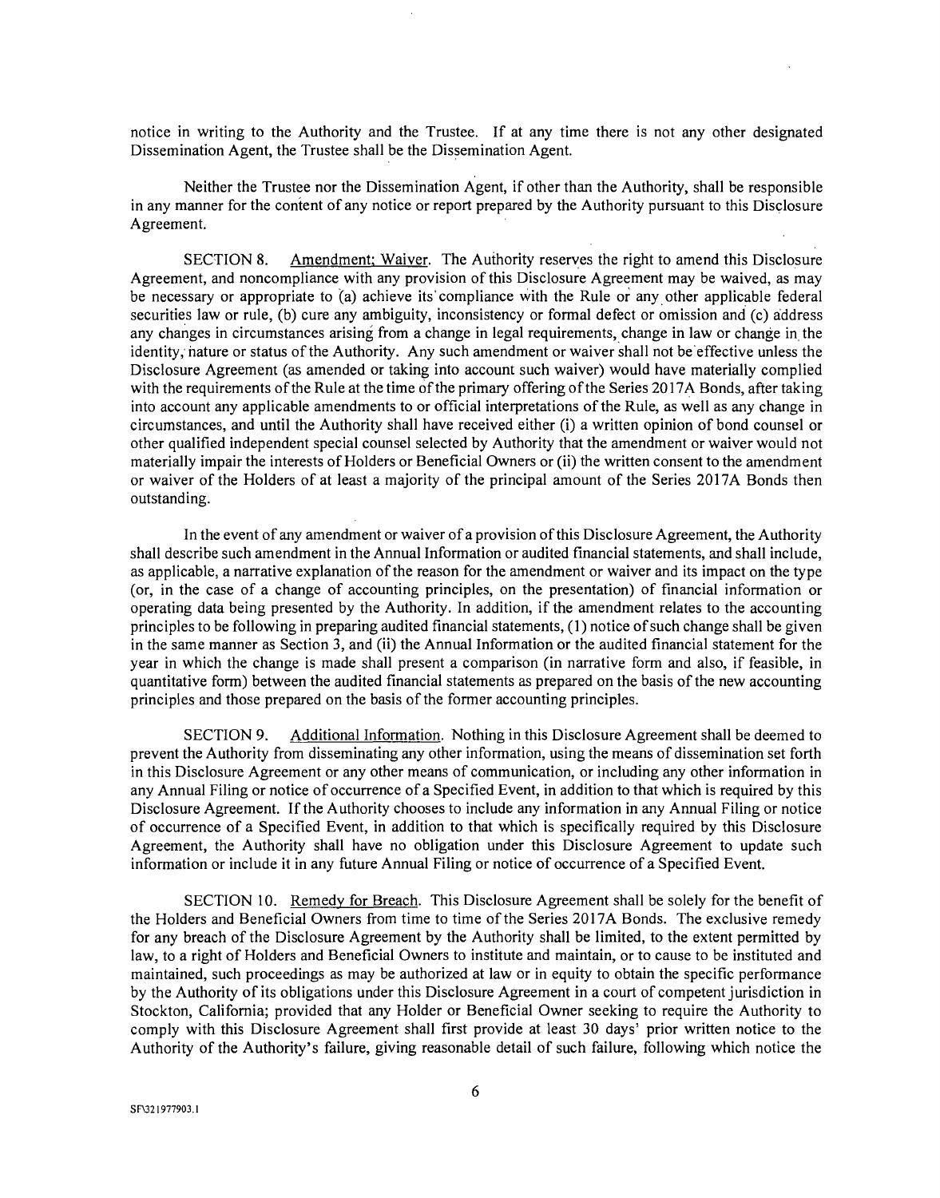notice in writing to the Authority and the Trustee. If at any time there is not any other designated Dissemination Agent, the Trustee shall be the Dissemination Agent.

Neither the Trustee nor the Dissemination Agent, if other than the Authority, shall be responsible in any manner for the content of any notice or report prepared by the Authority pursuant to this Disclosure Agreement.

SECTION 8. Amendment; Waiver. The Authority reserves the right to amend this Disclosure Agreement, and noncompliance with any provision of this Disclosure Agreement may be waived, as may be necessary or appropriate to (a) achieve its compliance with the Rule or any other applicable federal securities law or rule, (b) cure any ambiguity, inconsistency or formal defect or omission and (c) address any changes in circumstances arising from a change in legal requirements, change in law or change in the identity, nature or status of the Authority. Any such amendment or waiver shall not be effective unless the Disclosure Agreement (as amended or taking into account such waiver) would have materially complied with the requirements of the Rule at the time of the primary offering of the Series 2017A Bonds, after taking into account any applicable amendments to or official interpretations of the Rule, as well as any change in circumstances, and until the Authority shall have received either (i) a written opinion of bond counsel or other qualified independent special counsel selected by Authority that the amendment or waiver would not materially impair the interests of Holders or Beneficial Owners or (ii) the written consent to the amendment or waiver of the Holders of at least a majority of the principal amount of the Series 2017A Bonds then outstanding.

In the event of any amendment or waiver of a provision of this Disclosure Agreement, the Authority shall describe such amendment in the Annual Information or audited financial statements, and shall include, as applicable, a narrative explanation of the reason for the amendment or waiver and its impact on the type (or, in the case of a change of accounting principles, on the presentation) of financial information or operating data being presented by the Authority. In addition, if the amendment relates to the accounting principles to be following in preparing audited financial statements, (1) notice of such change shall be given in the same manner as Section 3, and (ii) the Annual Information or the audited financial statement for the year in which the change is made shall present a comparison (in narrative form and also, if feasible, in quantitative form) between the audited financial statements as prepared on the basis of the new accounting principles and those prepared on the basis of the former accounting principles.

SECTION 9. Additional Information. Nothing in this Disclosure Agreement shall be deemed to prevent the Authority from disseminating any other information, using the means of dissemination set forth in this Disclosure Agreement or any other means of communication, or including any other information in any Annual Filing or notice of occurrence of a Specified Event, in addition to that which is required by this Disclosure Agreement. If the Authority chooses to include any information in any Annual Filing or notice of occurrence of a Specified Event, in addition to that which is specifically required by this Disclosure Agreement, the Authority shall have no obligation under this Disclosure Agreement to update such information or include it in any future Annual Filing or notice of occurrence of a Specified Event.

SECTION 10. Remedy for Breach. This Disclosure Agreement shall be solely for the benefit of the Holders and Beneficial Owners from time to time of the Series 2017A Bonds. The exclusive remedy for any breach of the Disclosure Agreement by the Authority shall be limited, to the extent permitted by law, to a right of Holders and Beneficial Owners to institute and maintain, or to cause to be instituted and maintained, such proceedings as may be authorized at law or in equity to obtain the specific performance by the Authority of its obligations under this Disclosure Agreement in a court of competent jurisdiction in Stockton, California; provided that any Holder or Beneficial Owner seeking to require the Authority to comply with this Disclosure Agreement shall first provide at least 30 days' prior written notice to the Authority of the Authority's failure, giving reasonable detail of such failure, following which notice the

SF\321977903.1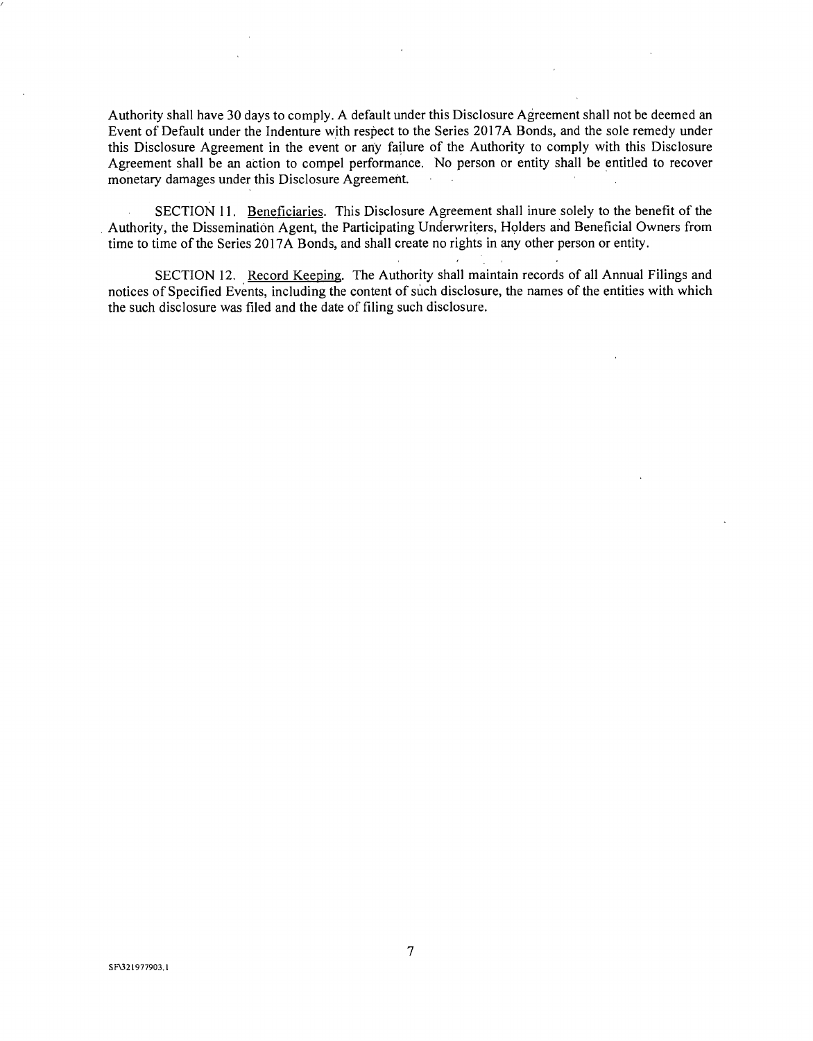Authority shall have 30 days to comply. A default under this Disclosure Agreement shall not be deemed an Event of Default under the Indenture with respect to the Series 2017A Bonds, and the sole remedy under this Disclosure Agreement in the event or any failure of the Authority to comply with this Disclosure Agreement shall be an action to compel performance. No person or entity shall be entitled to recover monetary damages under this Disclosure Agreement.

SECTION 11. Beneficiaries. This Disclosure Agreement shall inure solely to the benefit of the Authority, the Dissemination Agent, the Participating Underwriters, Holders and Beneficial Owners from time to time of the Series 2017A Bonds, and shall create no rights in any other person or entity.

SECTION 12. Record Keeping. The Authority shall maintain records of all Annual Filings and notices of Specified Events, including the content of such disclosure, the names of the entities with which the such disclosure was filed and the date of filing such disclosure.

SF\321977903.1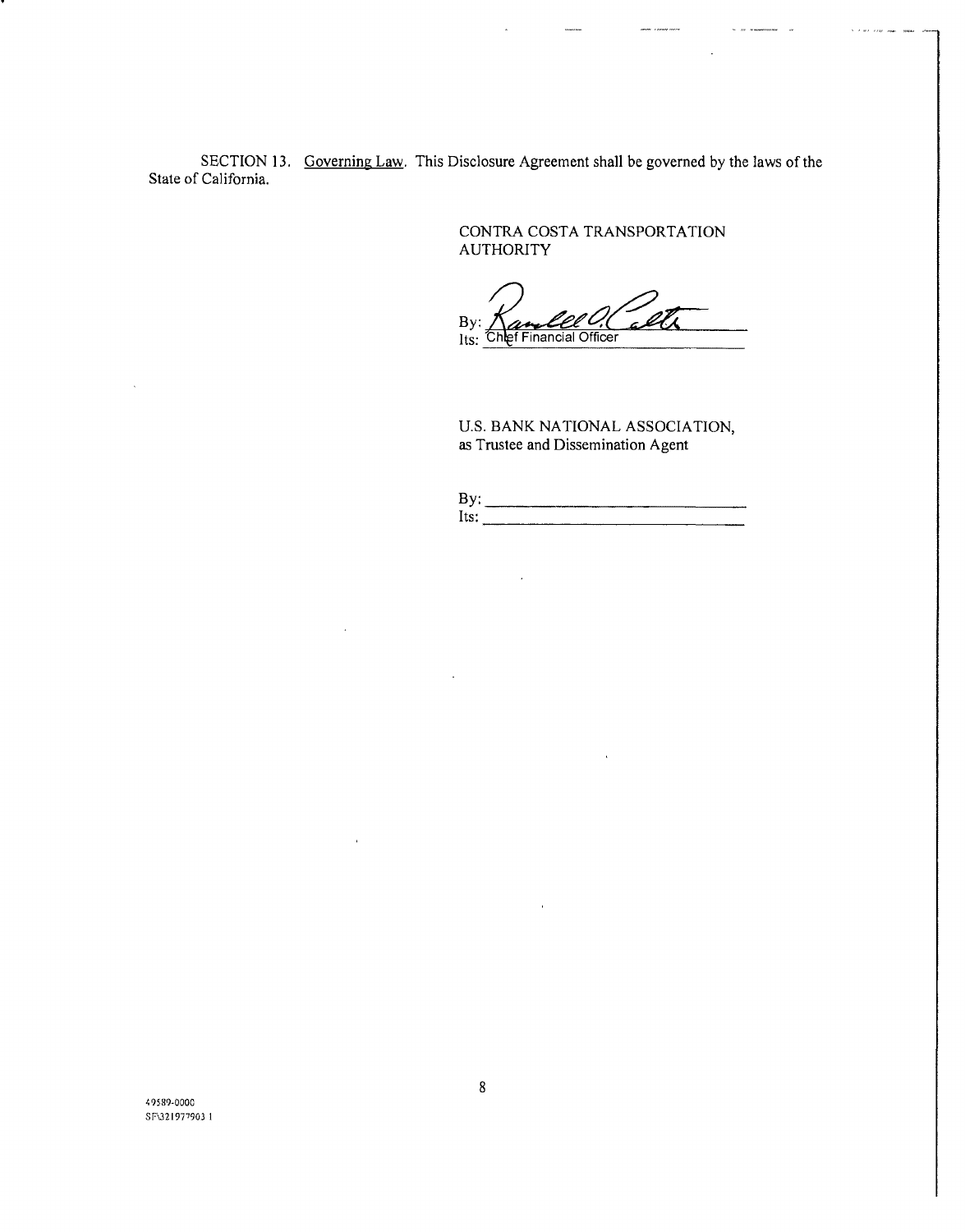SECTION 13. Governing Law. This Disclosure Agreement shall be governed by the laws of the State of California.

CONTRA COSTA TRANSPORTATION AUTHORITY

By: _______________________________
Its: Chief Financial Officer

U.S. BANK NATIONAL ASSOCIATION,
as Trustee and Dissemination Agent

By: _______________________________
Its: _______________________________

49589-0000
SF\321977903.1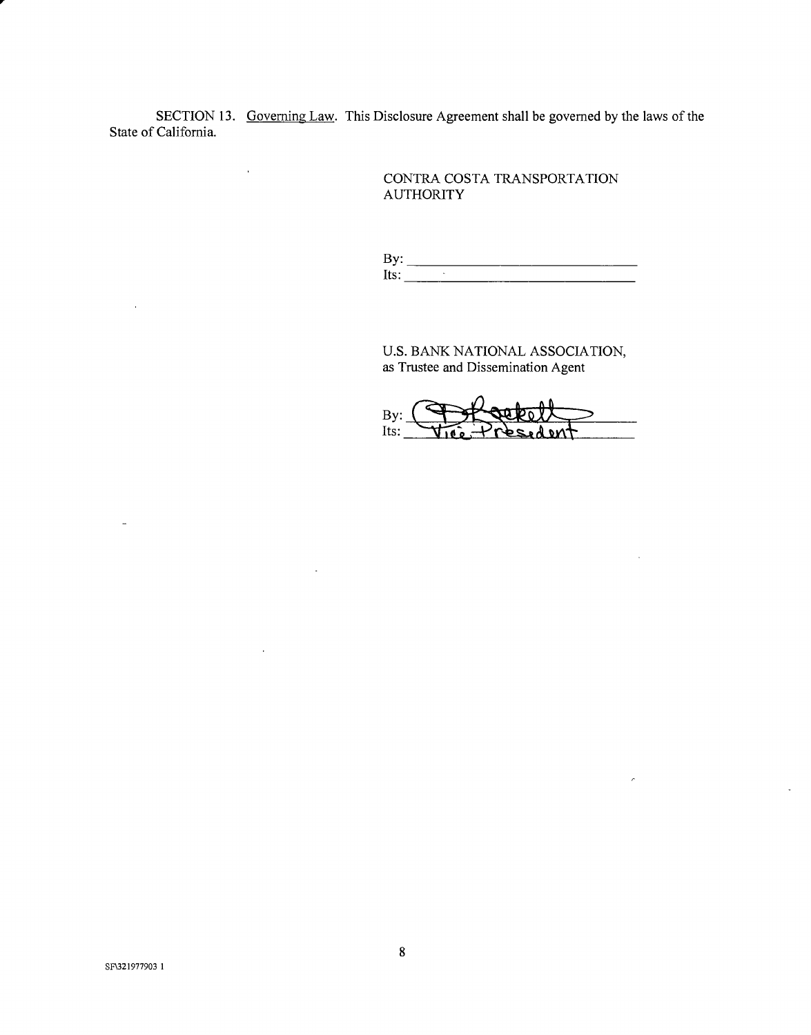SECTION 13. Governing Law. This Disclosure Agreement shall be governed by the laws of the State of California.

CONTRA COSTA TRANSPORTATION AUTHORITY

By: ________________________________

Its: ________________________________

U.S. BANK NATIONAL ASSOCIATION,
as Trustee and Dissemination Agent

By: ________________________________

Its: Vice President

SF\321977903 1